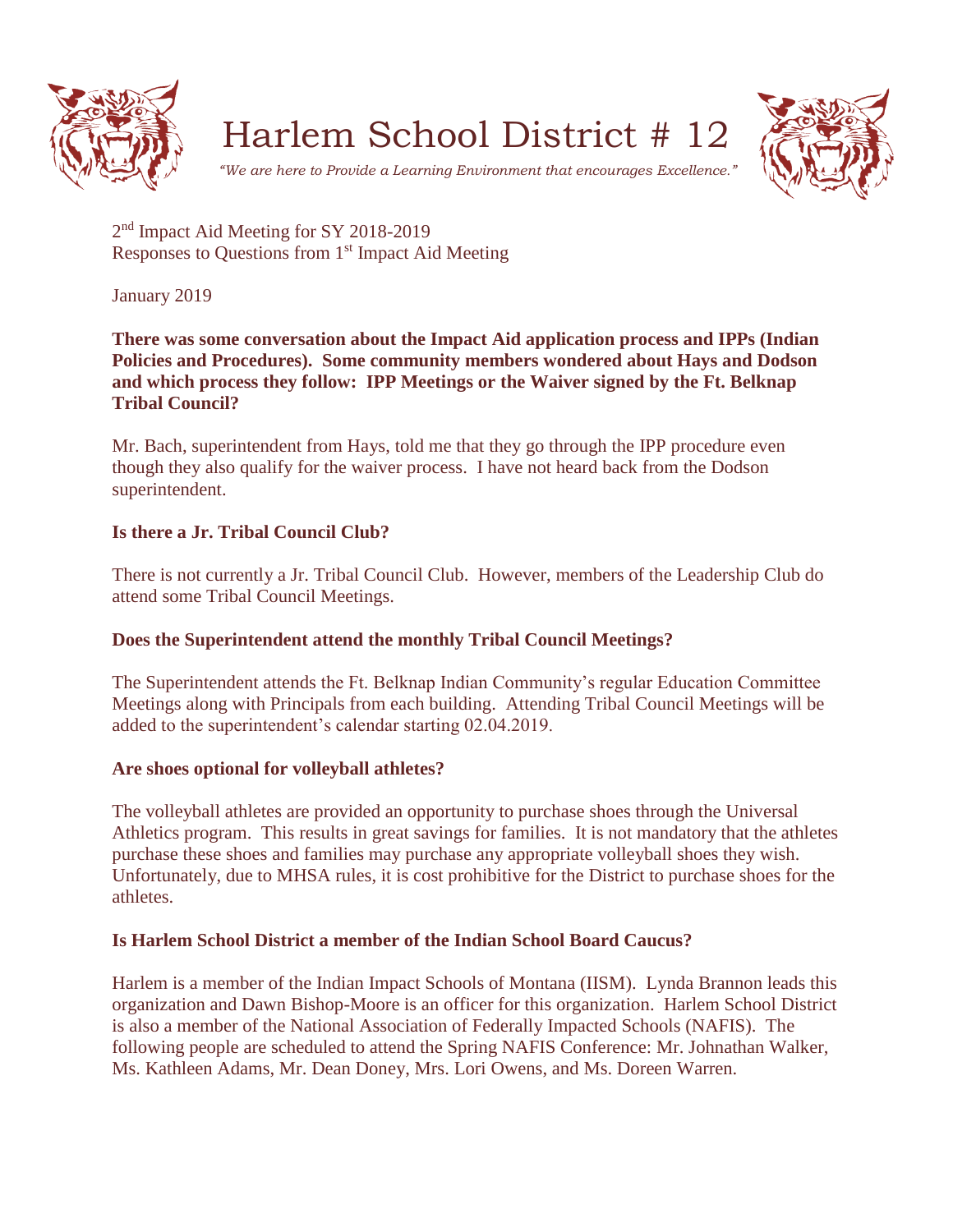# Harlem School District # 12

*"We are here to Provide a Learning Environment that encourages Excellence."*

2nd Impact Aid Meeting for SY 2018-2019
Responses to Questions from 1st Impact Aid Meeting

January 2019

**There was some conversation about the Impact Aid application process and IPPs (Indian Policies and Procedures). Some community members wondered about Hays and Dodson and which process they follow: IPP Meetings or the Waiver signed by the Ft. Belknap Tribal Council?**

Mr. Bach, superintendent from Hays, told me that they go through the IPP procedure even though they also qualify for the waiver process. I have not heard back from the Dodson superintendent.

**Is there a Jr. Tribal Council Club?**

There is not currently a Jr. Tribal Council Club. However, members of the Leadership Club do attend some Tribal Council Meetings.

**Does the Superintendent attend the monthly Tribal Council Meetings?**

The Superintendent attends the Ft. Belknap Indian Community's regular Education Committee Meetings along with Principals from each building. Attending Tribal Council Meetings will be added to the superintendent's calendar starting 02.04.2019.

**Are shoes optional for volleyball athletes?**

The volleyball athletes are provided an opportunity to purchase shoes through the Universal Athletics program. This results in great savings for families. It is not mandatory that the athletes purchase these shoes and families may purchase any appropriate volleyball shoes they wish. Unfortunately, due to MHSA rules, it is cost prohibitive for the District to purchase shoes for the athletes.

**Is Harlem School District a member of the Indian School Board Caucus?**

Harlem is a member of the Indian Impact Schools of Montana (IISM). Lynda Brannon leads this organization and Dawn Bishop-Moore is an officer for this organization. Harlem School District is also a member of the National Association of Federally Impacted Schools (NAFIS). The following people are scheduled to attend the Spring NAFIS Conference: Mr. Johnathan Walker, Ms. Kathleen Adams, Mr. Dean Doney, Mrs. Lori Owens, and Ms. Doreen Warren.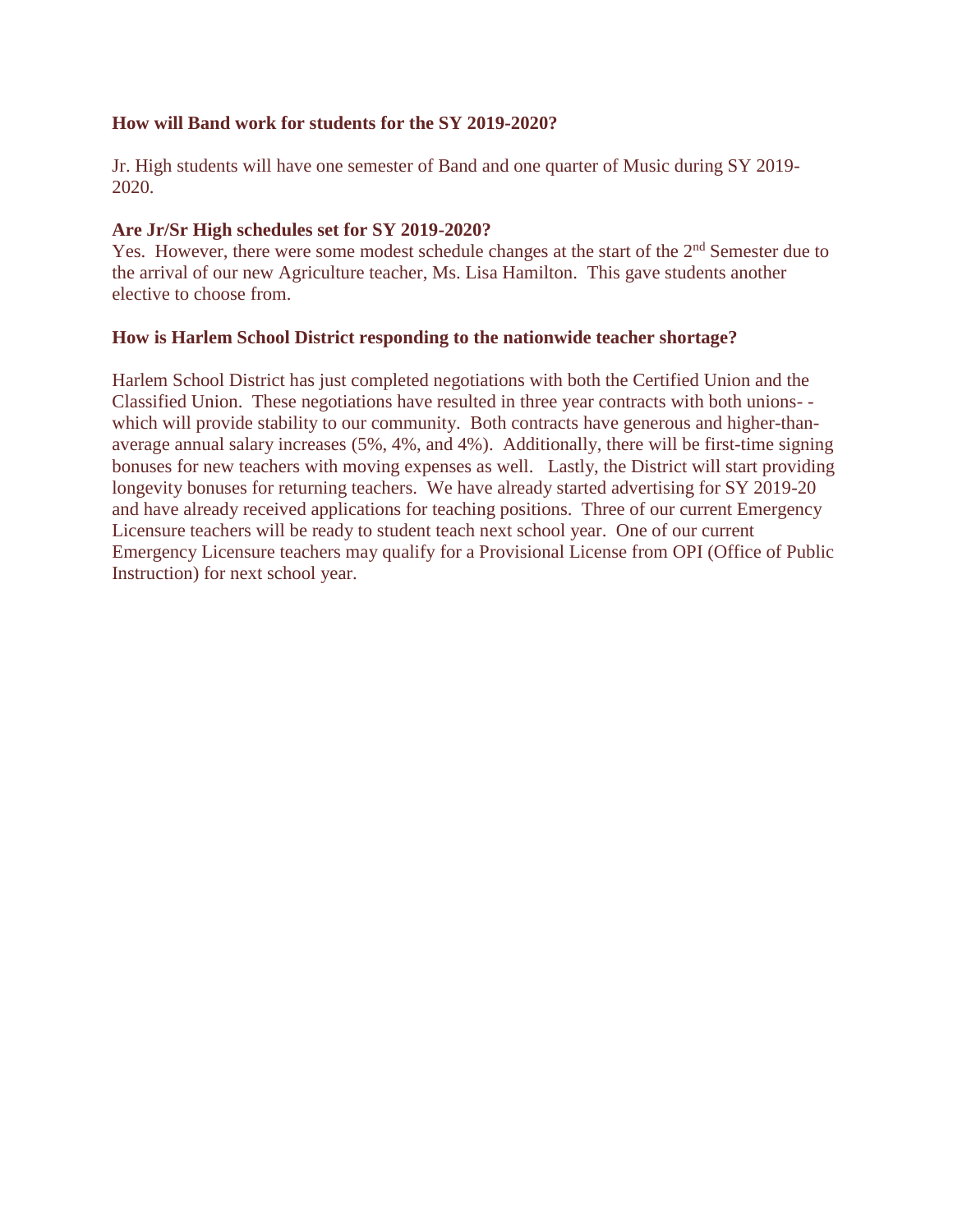**How will Band work for students for the SY 2019-2020?**

Jr. High students will have one semester of Band and one quarter of Music during SY 2019-2020.

**Are Jr/Sr High schedules set for SY 2019-2020?**

Yes. However, there were some modest schedule changes at the start of the 2nd Semester due to the arrival of our new Agriculture teacher, Ms. Lisa Hamilton. This gave students another elective to choose from.

**How is Harlem School District responding to the nationwide teacher shortage?**

Harlem School District has just completed negotiations with both the Certified Union and the Classified Union. These negotiations have resulted in three year contracts with both unions- - which will provide stability to our community. Both contracts have generous and higher-than-average annual salary increases (5%, 4%, and 4%). Additionally, there will be first-time signing bonuses for new teachers with moving expenses as well. Lastly, the District will start providing longevity bonuses for returning teachers. We have already started advertising for SY 2019-20 and have already received applications for teaching positions. Three of our current Emergency Licensure teachers will be ready to student teach next school year. One of our current Emergency Licensure teachers may qualify for a Provisional License from OPI (Office of Public Instruction) for next school year.